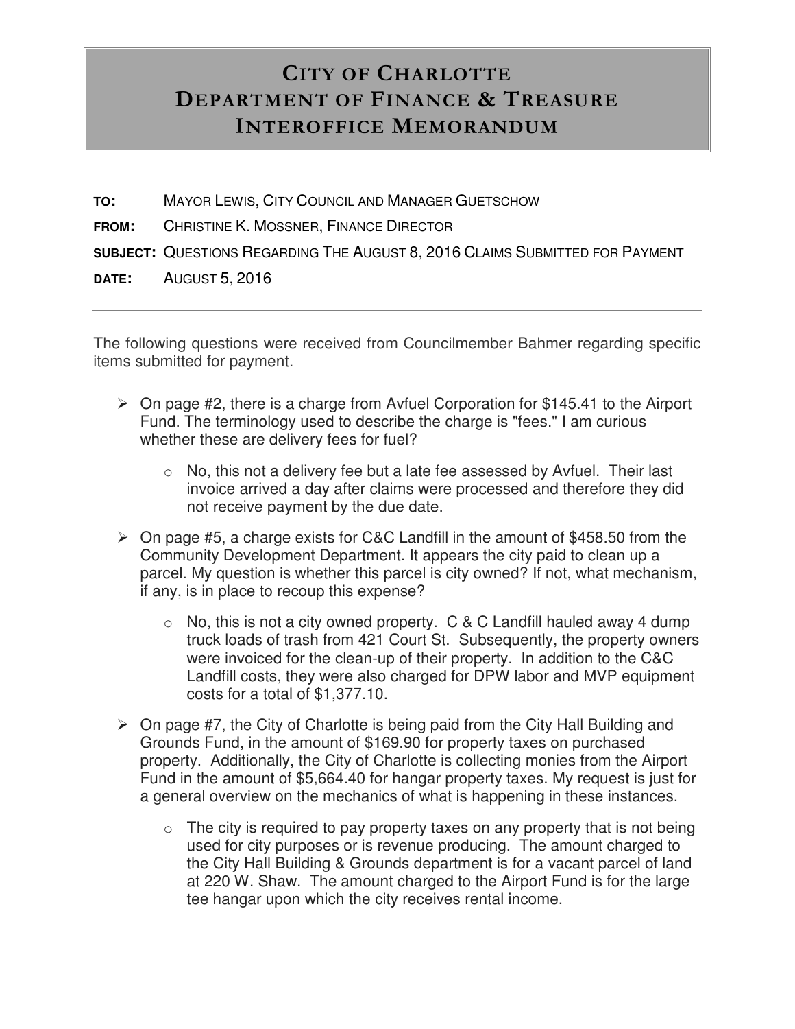# City of Charlotte
# Department of Finance & Treasure
# Interoffice Memorandum

**TO:** MAYOR LEWIS, CITY COUNCIL AND MANAGER GUETSCHOW

**FROM:** CHRISTINE K. MOSSNER, FINANCE DIRECTOR

**SUBJECT:** QUESTIONS REGARDING THE AUGUST 8, 2016 CLAIMS SUBMITTED FOR PAYMENT

**DATE:** AUGUST 5, 2016

---

The following questions were received from Councilmember Bahmer regarding specific items submitted for payment.

- On page #2, there is a charge from Avfuel Corporation for $145.41 to the Airport Fund. The terminology used to describe the charge is "fees." I am curious whether these are delivery fees for fuel?
  - No, this not a delivery fee but a late fee assessed by Avfuel. Their last invoice arrived a day after claims were processed and therefore they did not receive payment by the due date.

- On page #5, a charge exists for C&C Landfill in the amount of $458.50 from the Community Development Department. It appears the city paid to clean up a parcel. My question is whether this parcel is city owned? If not, what mechanism, if any, is in place to recoup this expense?
  - No, this is not a city owned property. C & C Landfill hauled away 4 dump truck loads of trash from 421 Court St. Subsequently, the property owners were invoiced for the clean-up of their property. In addition to the C&C Landfill costs, they were also charged for DPW labor and MVP equipment costs for a total of $1,377.10.

- On page #7, the City of Charlotte is being paid from the City Hall Building and Grounds Fund, in the amount of $169.90 for property taxes on purchased property. Additionally, the City of Charlotte is collecting monies from the Airport Fund in the amount of $5,664.40 for hangar property taxes. My request is just for a general overview on the mechanics of what is happening in these instances.
  - The city is required to pay property taxes on any property that is not being used for city purposes or is revenue producing. The amount charged to the City Hall Building & Grounds department is for a vacant parcel of land at 220 W. Shaw. The amount charged to the Airport Fund is for the large tee hangar upon which the city receives rental income.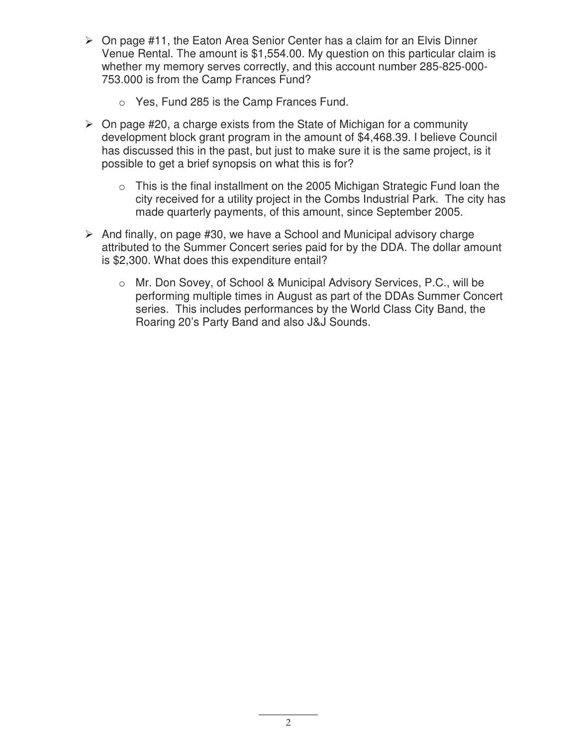- On page #11, the Eaton Area Senior Center has a claim for an Elvis Dinner Venue Rental. The amount is $1,554.00. My question on this particular claim is whether my memory serves correctly, and this account number 285-825-000-753.000 is from the Camp Frances Fund?

  - Yes, Fund 285 is the Camp Frances Fund.

- On page #20, a charge exists from the State of Michigan for a community development block grant program in the amount of $4,468.39. I believe Council has discussed this in the past, but just to make sure it is the same project, is it possible to get a brief synopsis on what this is for?

  - This is the final installment on the 2005 Michigan Strategic Fund loan the city received for a utility project in the Combs Industrial Park. The city has made quarterly payments, of this amount, since September 2005.

- And finally, on page #30, we have a School and Municipal advisory charge attributed to the Summer Concert series paid for by the DDA. The dollar amount is $2,300. What does this expenditure entail?

  - Mr. Don Sovey, of School & Municipal Advisory Services, P.C., will be performing multiple times in August as part of the DDAs Summer Concert series. This includes performances by the World Class City Band, the Roaring 20's Party Band and also J&J Sounds.